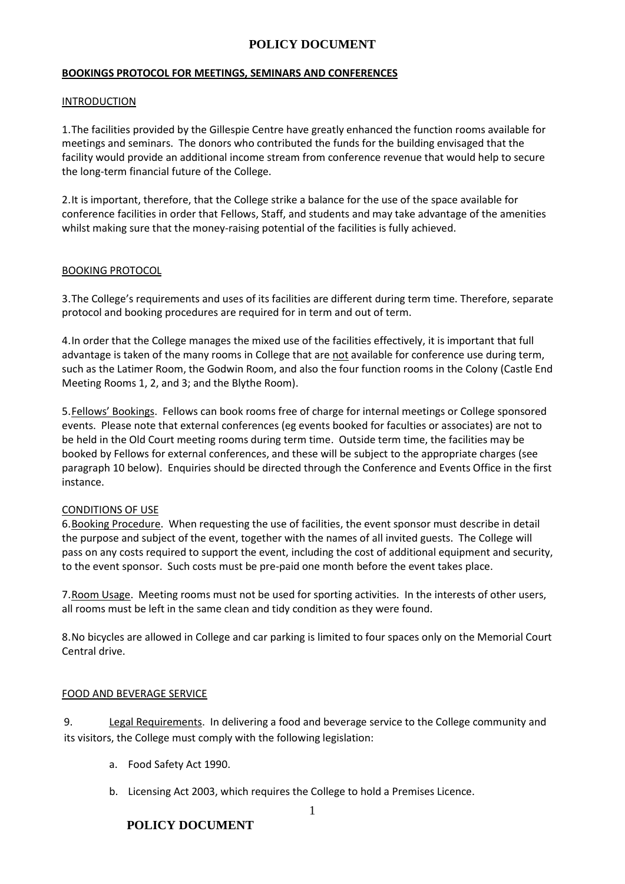# POLICY DOCUMENT

## BOOKINGS PROTOCOL FOR MEETINGS, SEMINARS AND CONFERENCES

### INTRODUCTION

1. The facilities provided by the Gillespie Centre have greatly enhanced the function rooms available for meetings and seminars. The donors who contributed the funds for the building envisaged that the facility would provide an additional income stream from conference revenue that would help to secure the long-term financial future of the College.

2. It is important, therefore, that the College strike a balance for the use of the space available for conference facilities in order that Fellows, Staff, and students and may take advantage of the amenities whilst making sure that the money-raising potential of the facilities is fully achieved.

### BOOKING PROTOCOL

3. The College's requirements and uses of its facilities are different during term time. Therefore, separate protocol and booking procedures are required for in term and out of term.

4. In order that the College manages the mixed use of the facilities effectively, it is important that full advantage is taken of the many rooms in College that are not available for conference use during term, such as the Latimer Room, the Godwin Room, and also the four function rooms in the Colony (Castle End Meeting Rooms 1, 2, and 3; and the Blythe Room).

5. Fellows' Bookings. Fellows can book rooms free of charge for internal meetings or College sponsored events. Please note that external conferences (eg events booked for faculties or associates) are not to be held in the Old Court meeting rooms during term time. Outside term time, the facilities may be booked by Fellows for external conferences, and these will be subject to the appropriate charges (see paragraph 10 below). Enquiries should be directed through the Conference and Events Office in the first instance.

### CONDITIONS OF USE

6. Booking Procedure. When requesting the use of facilities, the event sponsor must describe in detail the purpose and subject of the event, together with the names of all invited guests. The College will pass on any costs required to support the event, including the cost of additional equipment and security, to the event sponsor. Such costs must be pre-paid one month before the event takes place.

7. Room Usage. Meeting rooms must not be used for sporting activities. In the interests of other users, all rooms must be left in the same clean and tidy condition as they were found.

8. No bicycles are allowed in College and car parking is limited to four spaces only on the Memorial Court Central drive.

### FOOD AND BEVERAGE SERVICE

9. Legal Requirements. In delivering a food and beverage service to the College community and its visitors, the College must comply with the following legislation:

   a. Food Safety Act 1990.

   b. Licensing Act 2003, which requires the College to hold a Premises Licence.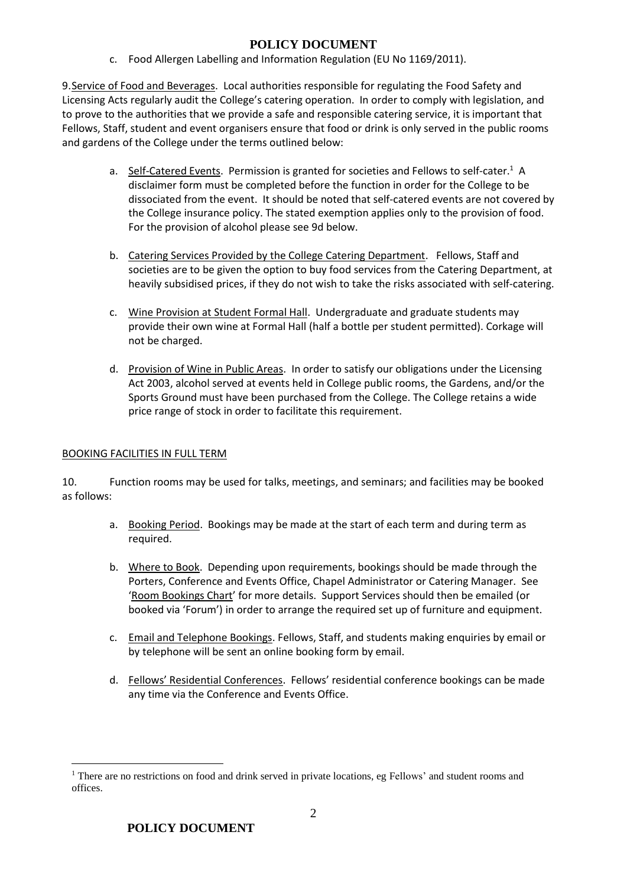c. Food Allergen Labelling and Information Regulation (EU No 1169/2011).

9. Service of Food and Beverages. Local authorities responsible for regulating the Food Safety and Licensing Acts regularly audit the College's catering operation. In order to comply with legislation, and to prove to the authorities that we provide a safe and responsible catering service, it is important that Fellows, Staff, student and event organisers ensure that food or drink is only served in the public rooms and gardens of the College under the terms outlined below:

a. Self-Catered Events. Permission is granted for societies and Fellows to self-cater.[1] A disclaimer form must be completed before the function in order for the College to be dissociated from the event. It should be noted that self-catered events are not covered by the College insurance policy. The stated exemption applies only to the provision of food. For the provision of alcohol please see 9d below.

b. Catering Services Provided by the College Catering Department. Fellows, Staff and societies are to be given the option to buy food services from the Catering Department, at heavily subsidised prices, if they do not wish to take the risks associated with self-catering.

c. Wine Provision at Student Formal Hall. Undergraduate and graduate students may provide their own wine at Formal Hall (half a bottle per student permitted). Corkage will not be charged.

d. Provision of Wine in Public Areas. In order to satisfy our obligations under the Licensing Act 2003, alcohol served at events held in College public rooms, the Gardens, and/or the Sports Ground must have been purchased from the College. The College retains a wide price range of stock in order to facilitate this requirement.

## BOOKING FACILITIES IN FULL TERM

10. Function rooms may be used for talks, meetings, and seminars; and facilities may be booked as follows:

a. Booking Period. Bookings may be made at the start of each term and during term as required.

b. Where to Book. Depending upon requirements, bookings should be made through the Porters, Conference and Events Office, Chapel Administrator or Catering Manager. See 'Room Bookings Chart' for more details. Support Services should then be emailed (or booked via 'Forum') in order to arrange the required set up of furniture and equipment.

c. Email and Telephone Bookings. Fellows, Staff, and students making enquiries by email or by telephone will be sent an online booking form by email.

d. Fellows' Residential Conferences. Fellows' residential conference bookings can be made any time via the Conference and Events Office.

[1] There are no restrictions on food and drink served in private locations, eg Fellows' and student rooms and offices.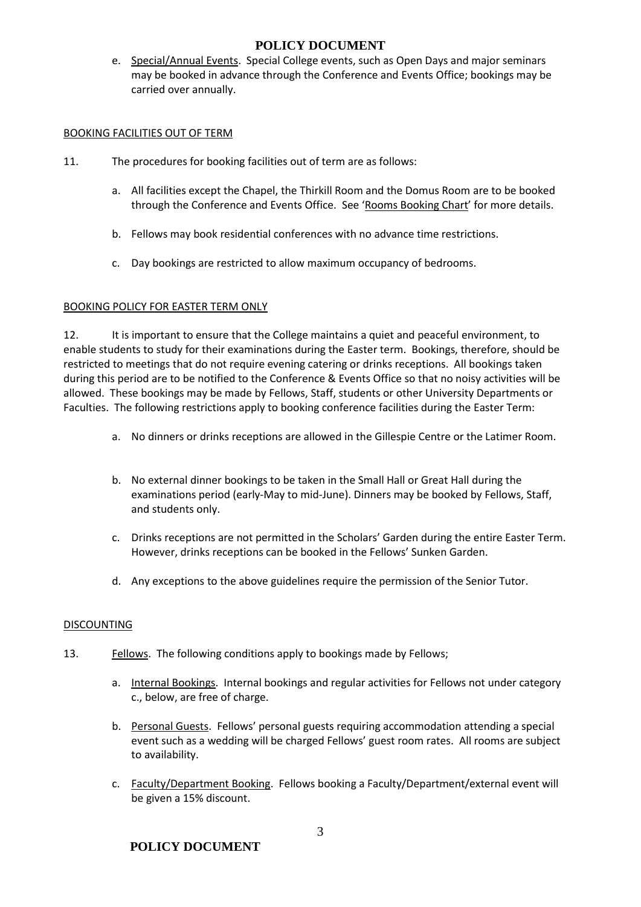e. Special/Annual Events. Special College events, such as Open Days and major seminars may be booked in advance through the Conference and Events Office; bookings may be carried over annually.

## BOOKING FACILITIES OUT OF TERM

11. The procedures for booking facilities out of term are as follows:

a. All facilities except the Chapel, the Thirkill Room and the Domus Room are to be booked through the Conference and Events Office. See 'Rooms Booking Chart' for more details.

b. Fellows may book residential conferences with no advance time restrictions.

c. Day bookings are restricted to allow maximum occupancy of bedrooms.

## BOOKING POLICY FOR EASTER TERM ONLY

12. It is important to ensure that the College maintains a quiet and peaceful environment, to enable students to study for their examinations during the Easter term. Bookings, therefore, should be restricted to meetings that do not require evening catering or drinks receptions. All bookings taken during this period are to be notified to the Conference & Events Office so that no noisy activities will be allowed. These bookings may be made by Fellows, Staff, students or other University Departments or Faculties. The following restrictions apply to booking conference facilities during the Easter Term:

a. No dinners or drinks receptions are allowed in the Gillespie Centre or the Latimer Room.

b. No external dinner bookings to be taken in the Small Hall or Great Hall during the examinations period (early-May to mid-June). Dinners may be booked by Fellows, Staff, and students only.

c. Drinks receptions are not permitted in the Scholars' Garden during the entire Easter Term. However, drinks receptions can be booked in the Fellows' Sunken Garden.

d. Any exceptions to the above guidelines require the permission of the Senior Tutor.

## DISCOUNTING

13. Fellows. The following conditions apply to bookings made by Fellows;

a. Internal Bookings. Internal bookings and regular activities for Fellows not under category c., below, are free of charge.

b. Personal Guests. Fellows' personal guests requiring accommodation attending a special event such as a wedding will be charged Fellows' guest room rates. All rooms are subject to availability.

c. Faculty/Department Booking. Fellows booking a Faculty/Department/external event will be given a 15% discount.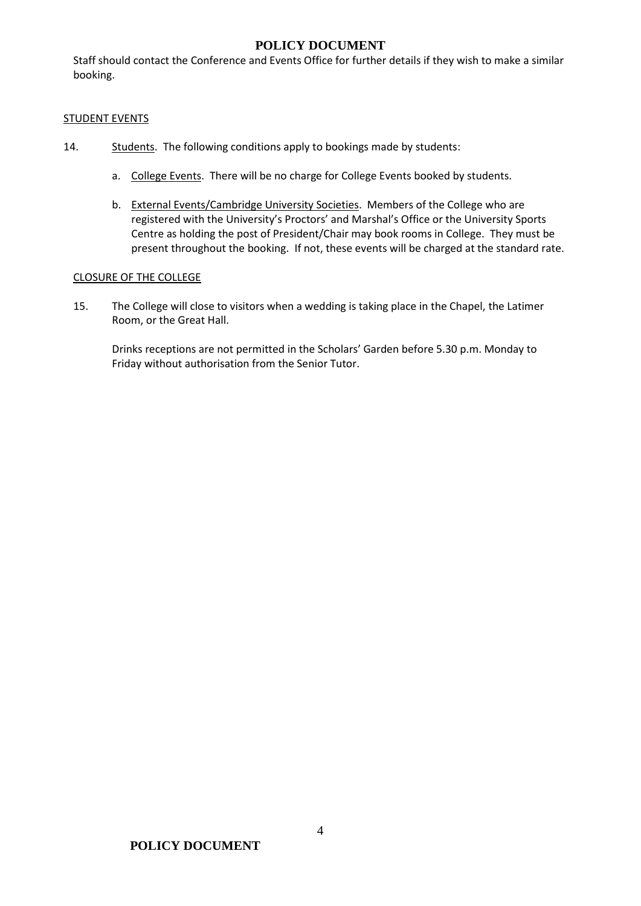Staff should contact the Conference and Events Office for further details if they wish to make a similar booking.

STUDENT EVENTS

14. Students. The following conditions apply to bookings made by students:

   a. College Events. There will be no charge for College Events booked by students.

   b. External Events/Cambridge University Societies. Members of the College who are registered with the University's Proctors' and Marshal's Office or the University Sports Centre as holding the post of President/Chair may book rooms in College. They must be present throughout the booking. If not, these events will be charged at the standard rate.

CLOSURE OF THE COLLEGE

15. The College will close to visitors when a wedding is taking place in the Chapel, the Latimer Room, or the Great Hall.

    Drinks receptions are not permitted in the Scholars' Garden before 5.30 p.m. Monday to Friday without authorisation from the Senior Tutor.